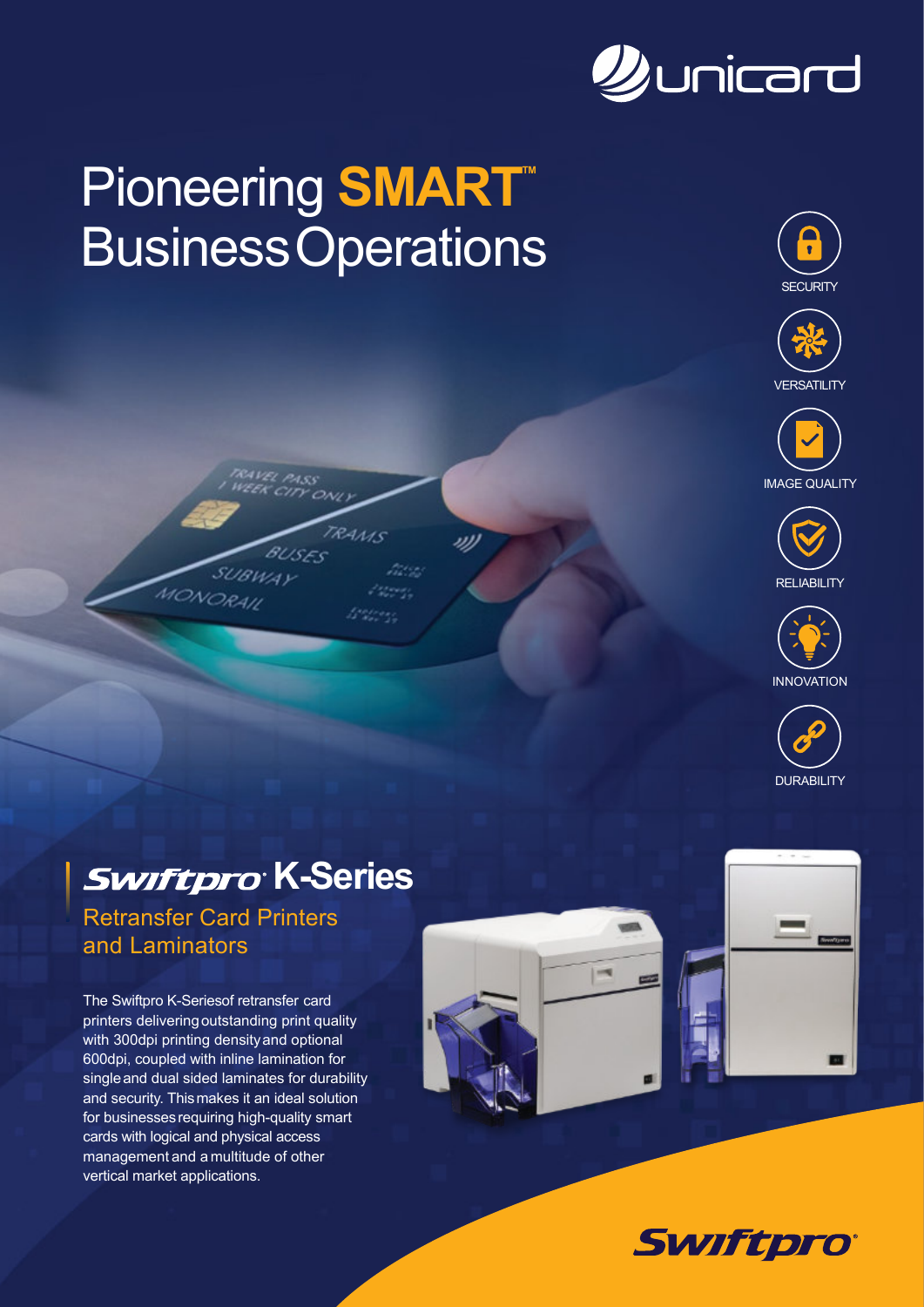unicard

# Pioneering **SMART**™ Business Operations

SECURITY

VERSATILITY

IMAGE QUALITY

RELIABILITY

INNOVATION

DURABILITY

## Swiftpro K-Series

### Retransfer Card Printers and Laminators

The Swiftpro K-Seriesof retransfer card printers deliveringoutstanding print quality with 300dpi printing densityand optional 600dpi, coupled with inline lamination for singleand dual sided laminates for durability and security. Thismakes it an ideal solution for businessesrequiring high-quality smart cards with logical and physical access managementand a multitude of other vertical market applications.

Swiftpro®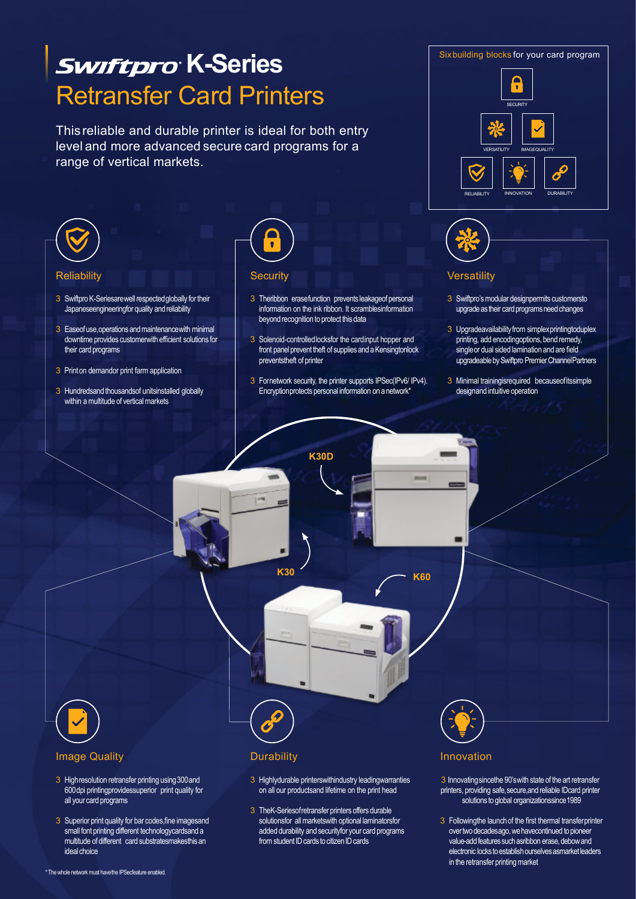# Swiftpro K-Series
## Retransfer Card Printers

This reliable and durable printer is ideal for both entry level and more advanced secure card programs for a range of vertical markets.

Six building blocks for your card program

SECURITY
VERSATILITY IMAGEQUALITY
RELIABILITY INNOVATION DURABILITY

### Reliability

- Swiftpro K-Series are well respected globally for their Japanese engineering for quality and reliability
- Ease of use, operations and maintenance with minimal downtime provides customer with efficient solutions for their card programs
- Print on demand or print farm application
- Hundreds and thousands of units installed globally within a multitude of vertical markets

### Security

- The ribbon erase function prevents leakage of personal information on the ink ribbon. It scrambles information beyond recognition to protect this data
- Solenoid-controlled locks for the card input hopper and front panel prevent theft of supplies and a Kensington lock prevents theft of printer
- For network security, the printer supports IPSec(IPv6/ IPv4). Encryption protects personal information on a network*

### Versatility

- Swiftpro's modular design permits customers to upgrade as their card programs need changes
- Upgrade availability from simplex printing to duplex printing, add encoding options, bend remedy, single or dual sided lamination and are field upgradeable by Swiftpro Premier Channel Partners
- Minimal training is required because of its simple design and intuitive operation

K30D

K30

K60

### Image Quality

- High resolution retransfer printing using 300 and 600 dpi printing provides superior print quality for all your card programs
- Superior print quality for bar codes, fine images and small font printing different technology cards and a multitude of different card substrates makes this an ideal choice

### Durability

- Highly durable printers with industry leading warranties on all our products and lifetime on the print head
- The K-Series of retransfer printers offers durable solutions for all markets with optional laminators for added durability and security for your card programs from student ID cards to citizen ID cards

### Innovation

- Innovating since the 90's with state of the art retransfer printers, providing safe, secure, and reliable ID card printer solutions to global organizations since 1989
- Following the launch of the first thermal transfer printer over two decades ago, we have continued to pioneer value-add features such as ribbon erase, debow and electronic locks to establish ourselves as market leaders in the retransfer printing market

* The whole network must have the IPSec feature enabled.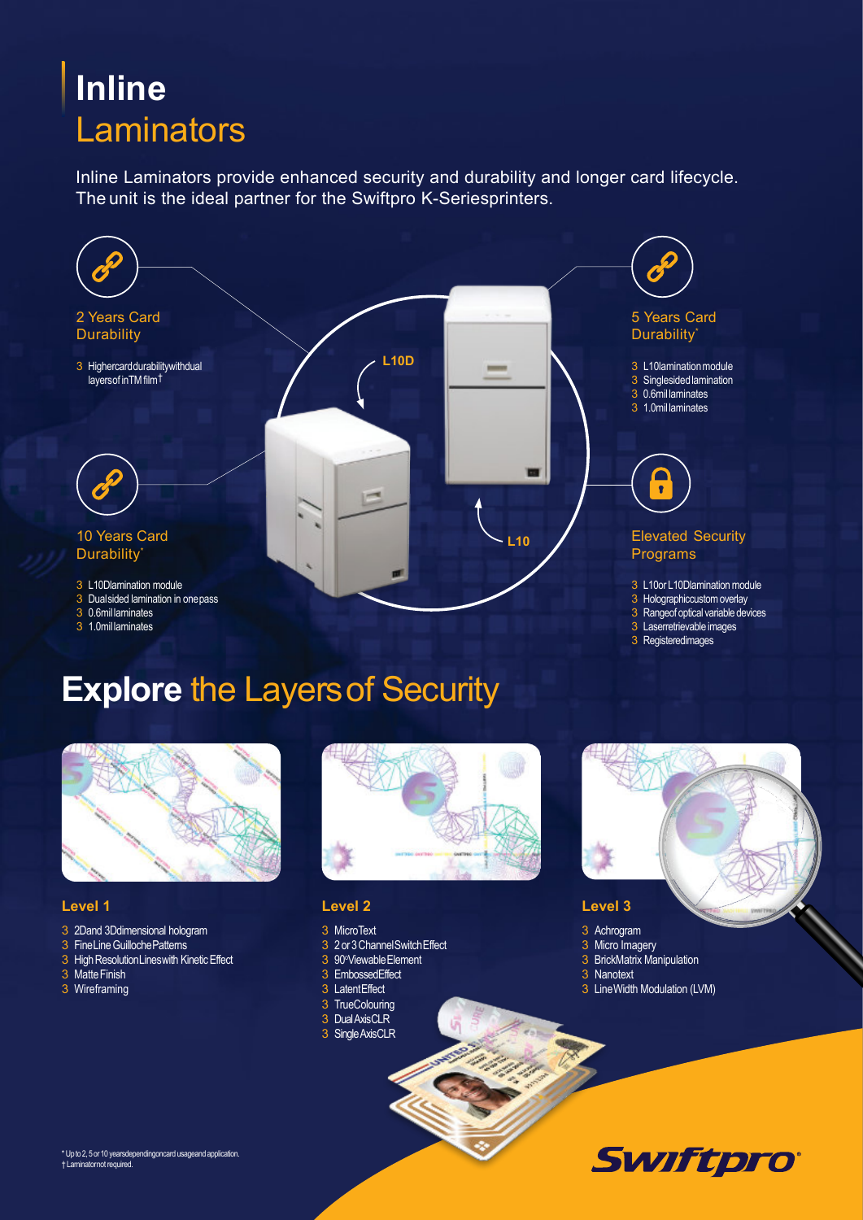# Inline Laminators

Inline Laminators provide enhanced security and durability and longer card lifecycle. The unit is the ideal partner for the Swiftpro K-Series printers.

### 2 Years Card Durability

- Higher card durability with dual layers of inTM film†

### 5 Years Card Durability*

- L10 lamination module
- Single sided lamination
- 0.6 mil laminates
- 1.0 mil laminates

L10D

L10

### 10 Years Card Durability*

- L10D lamination module
- Dual sided lamination in one pass
- 0.6 mil laminates
- 1.0 mil laminates

### Elevated Security Programs

- L10 or L10D lamination module
- Holographic custom overlay
- Range of optical variable devices
- Laser retrievable images
- Registered images

## Explore the Layers of Security

### Level 1

- 2D and 3D dimensional hologram
- Fine Line Guilloche Patterns
- High Resolution Lines with Kinetic Effect
- Matte Finish
- Wireframing

### Level 2

- Micro Text
- 2 or 3 Channel Switch Effect
- 90°Viewable Element
- Embossed Effect
- Latent Effect
- True Colouring
- Dual Axis CLR
- Single Axis CLR

### Level 3

- Achrogram
- Micro Imagery
- Brick Matrix Manipulation
- Nanotext
- Line Width Modulation (LVM)

\* Up to 2, 5 or 10 years depending on card usage and application.
† Laminator not required.

Swiftpro®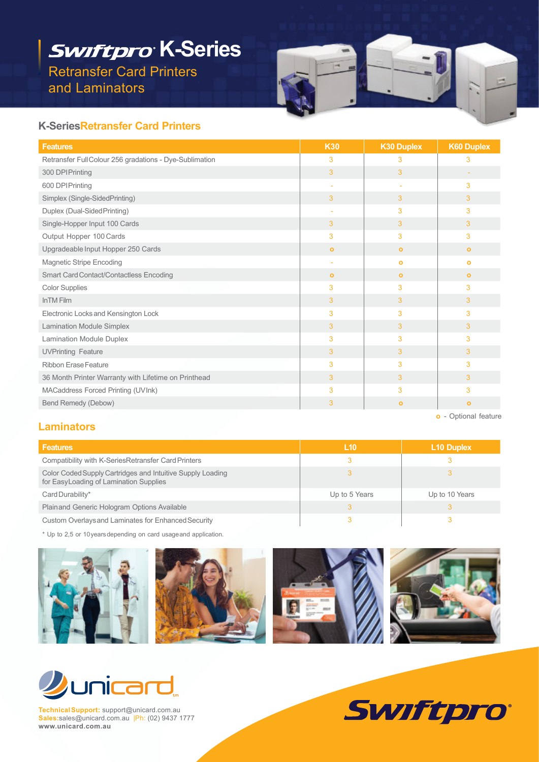# Swiftpro K-Series

## Retransfer Card Printers and Laminators

## K-Series Retransfer Card Printers

| Features | K30 | K30 Duplex | K60 Duplex |
|---|---|---|---|
| Retransfer Full Colour 256 gradations - Dye-Sublimation | 3 | 3 | 3 |
| 300 DPI Printing | 3 | 3 | - |
| 600 DPI Printing | - | - | 3 |
| Simplex (Single-Sided Printing) | 3 | 3 | 3 |
| Duplex (Dual-Sided Printing) | - | 3 | 3 |
| Single-Hopper Input 100 Cards | 3 | 3 | 3 |
| Output Hopper 100 Cards | 3 | 3 | 3 |
| Upgradeable Input Hopper 250 Cards | o | o | o |
| Magnetic Stripe Encoding | - | o | o |
| Smart Card Contact/Contactless Encoding | o | o | o |
| Color Supplies | 3 | 3 | 3 |
| InTM Film | 3 | 3 | 3 |
| Electronic Locks and Kensington Lock | 3 | 3 | 3 |
| Lamination Module Simplex | 3 | 3 | 3 |
| Lamination Module Duplex | 3 | 3 | 3 |
| UV Printing Feature | 3 | 3 | 3 |
| Ribbon Erase Feature | 3 | 3 | 3 |
| 36 Month Printer Warranty with Lifetime on Printhead | 3 | 3 | 3 |
| MAC address Forced Printing (UV Ink) | 3 | 3 | 3 |
| Bend Remedy (Debow) | 3 | o | o |

o - Optional feature

## Laminators

| Features | L10 | L10 Duplex |
|---|---|---|
| Compatibility with K-Series Retransfer Card Printers | 3 | 3 |
| Color Coded Supply Cartridges and Intuitive Supply Loading for Easy Loading of Lamination Supplies | 3 | 3 |
| Card Durability* | Up to 5 Years | Up to 10 Years |
| Plain and Generic Hologram Options Available | 3 | 3 |
| Custom Overlays and Laminates for Enhanced Security | 3 | 3 |

* Up to 2,5 or 10 years depending on card usage and application.

unicard

**Technical Support:** support@unicard.com.au
**Sales:** sales@unicard.com.au | Ph: (02) 9437 1777
**www.unicard.com.au**

Swiftpro